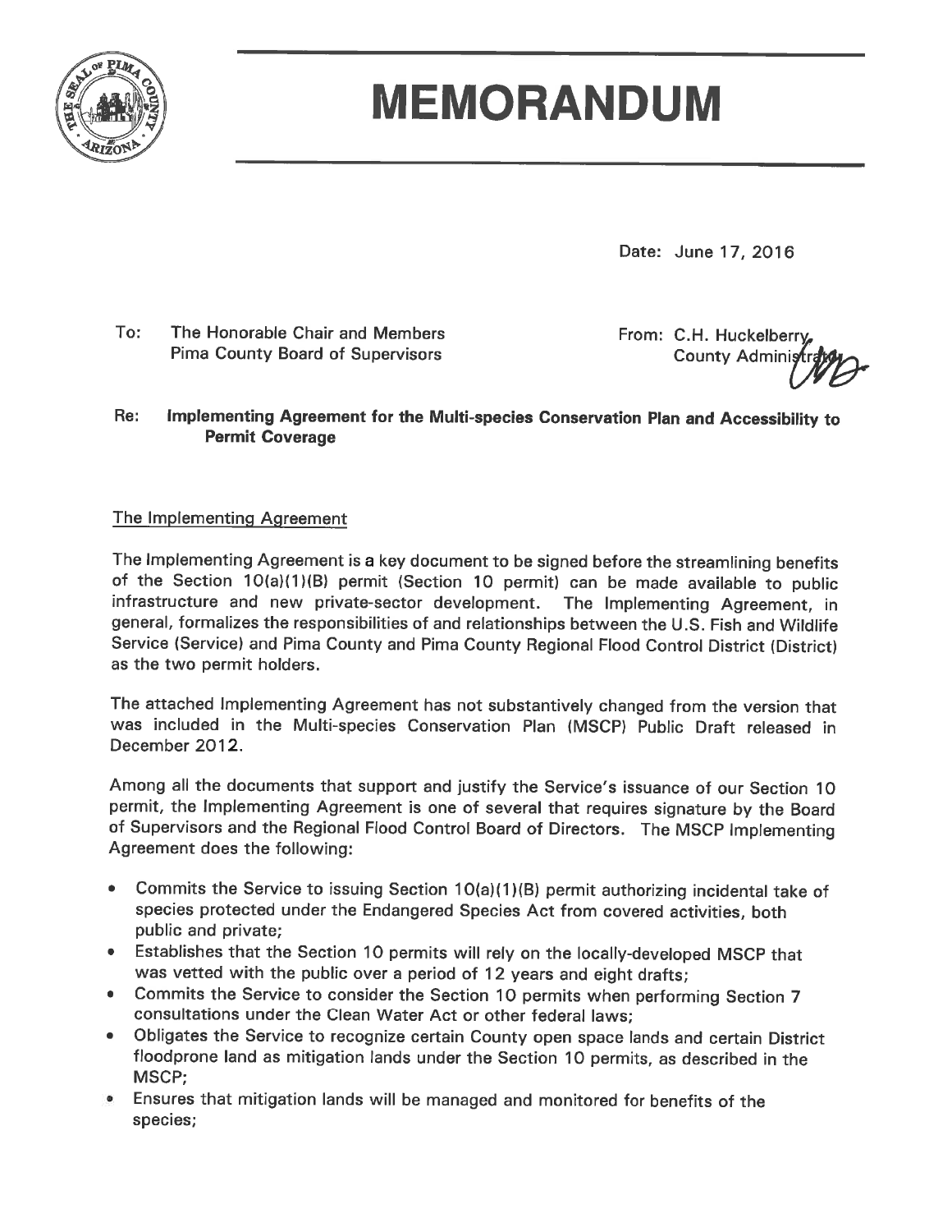# MEMORANDUM

Date: June 17, 2016

To: The Honorable Chair and Members
Pima County Board of Supervisors

From: C.H. Huckelberry,
County Administrator

**Re: Implementing Agreement for the Multi-species Conservation Plan and Accessibility to Permit Coverage**

The Implementing Agreement

The Implementing Agreement is a key document to be signed before the streamlining benefits of the Section 10(a)(1)(B) permit (Section 10 permit) can be made available to public infrastructure and new private-sector development. The Implementing Agreement, in general, formalizes the responsibilities of and relationships between the U.S. Fish and Wildlife Service (Service) and Pima County and Pima County Regional Flood Control District (District) as the two permit holders.

The attached Implementing Agreement has not substantively changed from the version that was included in the Multi-species Conservation Plan (MSCP) Public Draft released in December 2012.

Among all the documents that support and justify the Service's issuance of our Section 10 permit, the Implementing Agreement is one of several that requires signature by the Board of Supervisors and the Regional Flood Control Board of Directors. The MSCP Implementing Agreement does the following:

- Commits the Service to issuing Section 10(a)(1)(B) permit authorizing incidental take of species protected under the Endangered Species Act from covered activities, both public and private;
- Establishes that the Section 10 permits will rely on the locally-developed MSCP that was vetted with the public over a period of 12 years and eight drafts;
- Commits the Service to consider the Section 10 permits when performing Section 7 consultations under the Clean Water Act or other federal laws;
- Obligates the Service to recognize certain County open space lands and certain District floodprone land as mitigation lands under the Section 10 permits, as described in the MSCP;
- Ensures that mitigation lands will be managed and monitored for benefits of the species;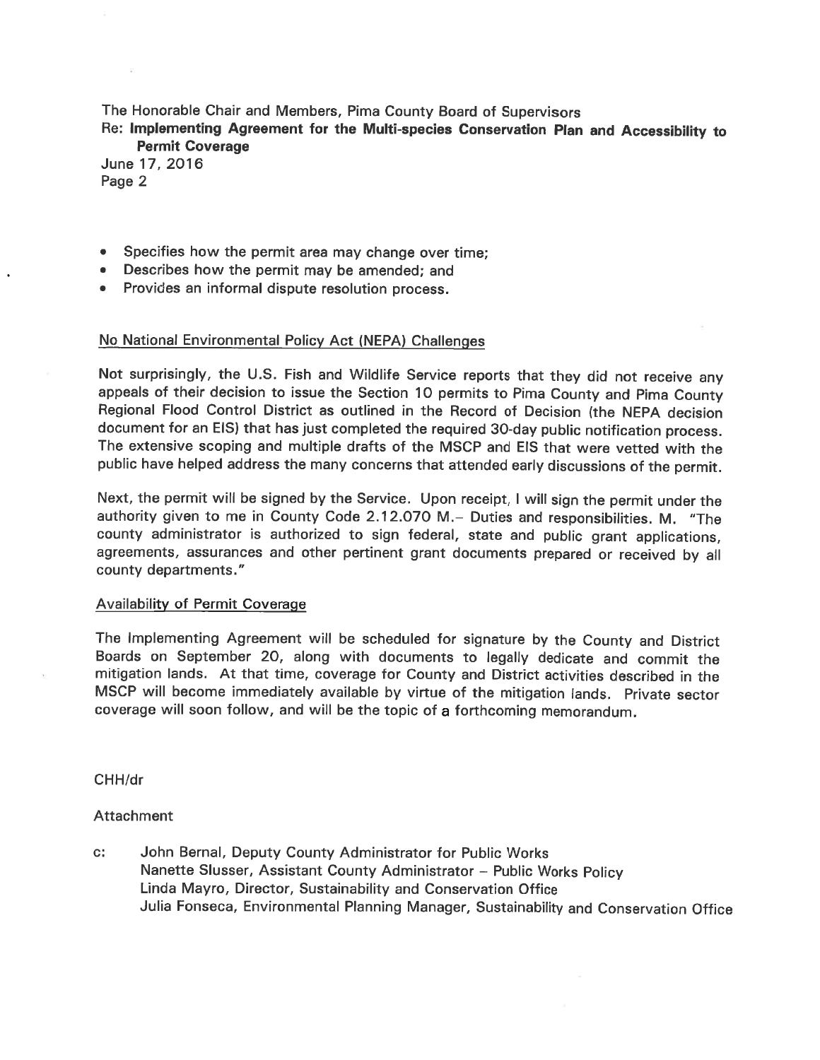- Specifies how the permit area may change over time;
- Describes how the permit may be amended; and
- Provides an informal dispute resolution process.

## No National Environmental Policy Act (NEPA) Challenges

Not surprisingly, the U.S. Fish and Wildlife Service reports that they did not receive any appeals of their decision to issue the Section 10 permits to Pima County and Pima County Regional Flood Control District as outlined in the Record of Decision (the NEPA decision document for an EIS) that has just completed the required 30-day public notification process. The extensive scoping and multiple drafts of the MSCP and EIS that were vetted with the public have helped address the many concerns that attended early discussions of the permit.

Next, the permit will be signed by the Service. Upon receipt, I will sign the permit under the authority given to me in County Code 2.12.070 M.– Duties and responsibilities. M. "The county administrator is authorized to sign federal, state and public grant applications, agreements, assurances and other pertinent grant documents prepared or received by all county departments."

## Availability of Permit Coverage

The Implementing Agreement will be scheduled for signature by the County and District Boards on September 20, along with documents to legally dedicate and commit the mitigation lands. At that time, coverage for County and District activities described in the MSCP will become immediately available by virtue of the mitigation lands. Private sector coverage will soon follow, and will be the topic of a forthcoming memorandum.

CHH/dr

Attachment

c: John Bernal, Deputy County Administrator for Public Works
Nanette Slusser, Assistant County Administrator – Public Works Policy
Linda Mayro, Director, Sustainability and Conservation Office
Julia Fonseca, Environmental Planning Manager, Sustainability and Conservation Office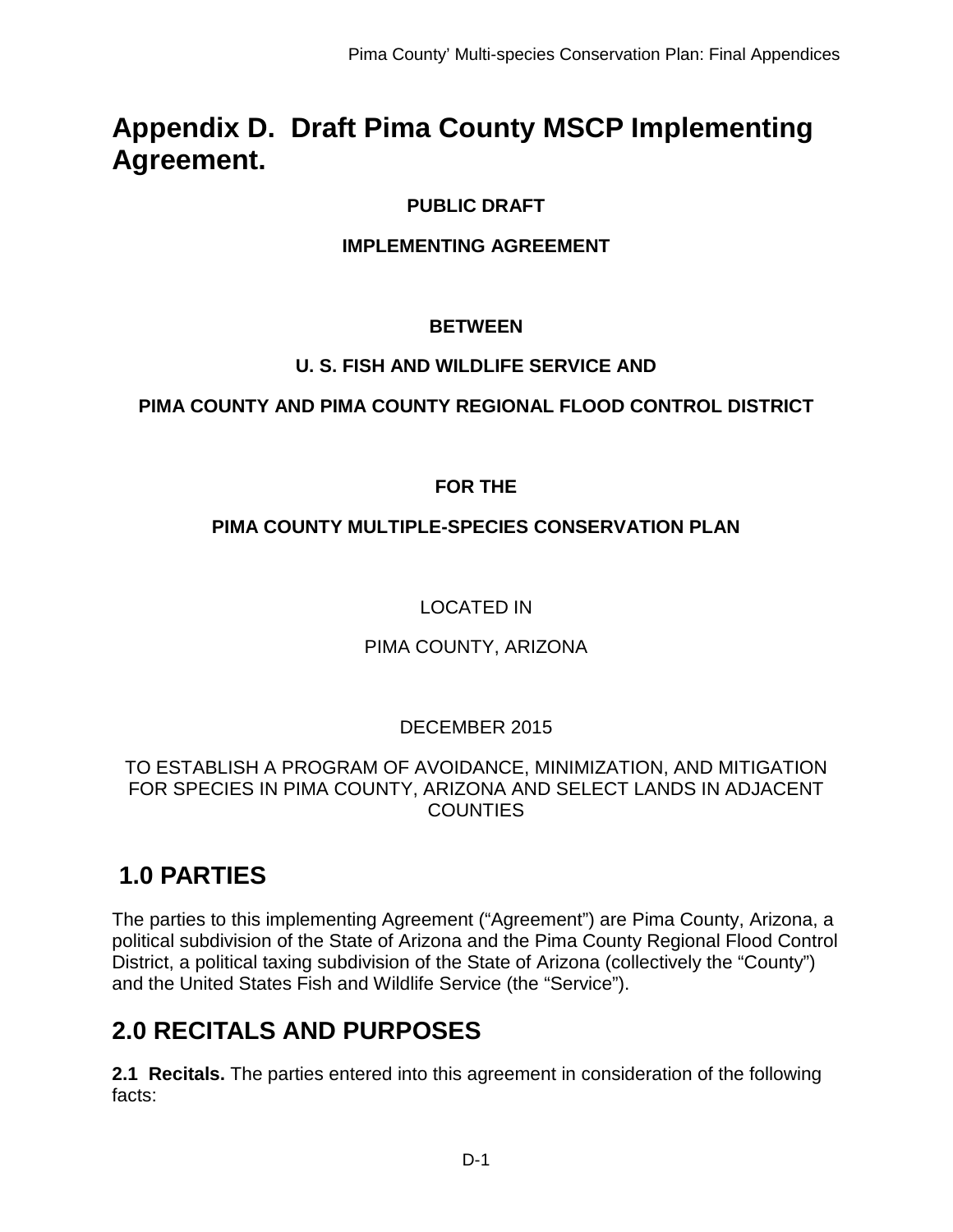# Appendix D. Draft Pima County MSCP Implementing Agreement.

**PUBLIC DRAFT**

**IMPLEMENTING AGREEMENT**

**BETWEEN**

**U. S. FISH AND WILDLIFE SERVICE AND**

**PIMA COUNTY AND PIMA COUNTY REGIONAL FLOOD CONTROL DISTRICT**

**FOR THE**

**PIMA COUNTY MULTIPLE-SPECIES CONSERVATION PLAN**

LOCATED IN

PIMA COUNTY, ARIZONA

DECEMBER 2015

TO ESTABLISH A PROGRAM OF AVOIDANCE, MINIMIZATION, AND MITIGATION FOR SPECIES IN PIMA COUNTY, ARIZONA AND SELECT LANDS IN ADJACENT COUNTIES

## 1.0 PARTIES

The parties to this implementing Agreement ("Agreement") are Pima County, Arizona, a political subdivision of the State of Arizona and the Pima County Regional Flood Control District, a political taxing subdivision of the State of Arizona (collectively the "County") and the United States Fish and Wildlife Service (the "Service").

## 2.0 RECITALS AND PURPOSES

**2.1 Recitals.** The parties entered into this agreement in consideration of the following facts: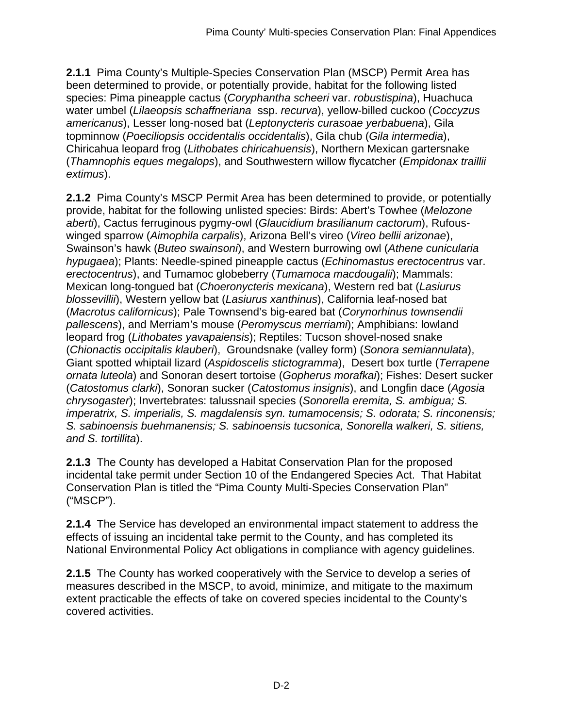**2.1.1** Pima County's Multiple-Species Conservation Plan (MSCP) Permit Area has been determined to provide, or potentially provide, habitat for the following listed species: Pima pineapple cactus (*Coryphantha scheeri* var. *robustispina*), Huachuca water umbel (*Lilaeopsis schaffneriana* ssp. *recurva*), yellow-billed cuckoo (*Coccyzus americanus*), Lesser long-nosed bat (*Leptonycteris curasoae yerbabuena*), Gila topminnow (*Poeciliopsis occidentalis occidentalis*), Gila chub (*Gila intermedia*), Chiricahua leopard frog (*Lithobates chiricahuensis*), Northern Mexican gartersnake (*Thamnophis eques megalops*), and Southwestern willow flycatcher (*Empidonax traillii extimus*).

**2.1.2** Pima County's MSCP Permit Area has been determined to provide, or potentially provide, habitat for the following unlisted species: Birds: Abert's Towhee (*Melozone aberti*), Cactus ferruginous pygmy-owl (*Glaucidium brasilianum cactorum*), Rufous-winged sparrow (*Aimophila carpalis*), Arizona Bell's vireo (*Vireo bellii arizonae*), Swainson's hawk (*Buteo swainsoni*), and Western burrowing owl (*Athene cunicularia hypugaea*); Plants: Needle-spined pineapple cactus (*Echinomastus erectocentrus* var. *erectocentrus*), and Tumamoc globeberry (*Tumamoca macdougalii*); Mammals: Mexican long-tongued bat (*Choeronycteris mexicana*), Western red bat (*Lasiurus blossevillii*), Western yellow bat (*Lasiurus xanthinus*), California leaf-nosed bat (*Macrotus californicus*); Pale Townsend's big-eared bat (*Corynorhinus townsendii pallescens*), and Merriam's mouse (*Peromyscus merriami*); Amphibians: lowland leopard frog (*Lithobates yavapaiensis*); Reptiles: Tucson shovel-nosed snake (*Chionactis occipitalis klauberi*), Groundsnake (valley form) (*Sonora semiannulata*), Giant spotted whiptail lizard (*Aspidoscelis stictogramma*), Desert box turtle (*Terrapene ornata luteola*) and Sonoran desert tortoise (*Gopherus morafkai*); Fishes: Desert sucker (*Catostomus clarki*), Sonoran sucker (*Catostomus insignis*), and Longfin dace (*Agosia chrysogaster*); Invertebrates: talussnail species (*Sonorella eremita, S. ambigua; S. imperatrix, S. imperialis, S. magdalensis syn. tumamocensis; S. odorata; S. rinconensis; S. sabinoensis buehmanensis; S. sabinoensis tucsonica, Sonorella walkeri, S. sitiens, and S. tortillita*).

**2.1.3** The County has developed a Habitat Conservation Plan for the proposed incidental take permit under Section 10 of the Endangered Species Act. That Habitat Conservation Plan is titled the "Pima County Multi-Species Conservation Plan" ("MSCP").

**2.1.4** The Service has developed an environmental impact statement to address the effects of issuing an incidental take permit to the County, and has completed its National Environmental Policy Act obligations in compliance with agency guidelines.

**2.1.5** The County has worked cooperatively with the Service to develop a series of measures described in the MSCP, to avoid, minimize, and mitigate to the maximum extent practicable the effects of take on covered species incidental to the County's covered activities.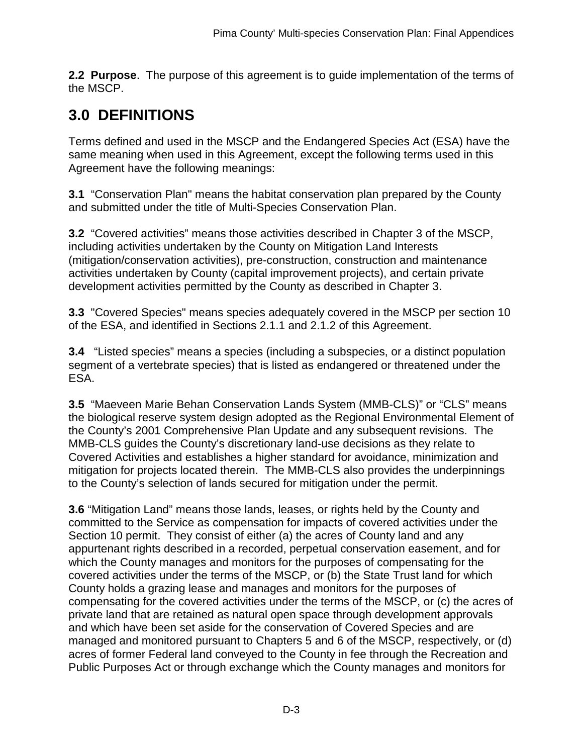**2.2 Purpose**. The purpose of this agreement is to guide implementation of the terms of the MSCP.

## 3.0 DEFINITIONS

Terms defined and used in the MSCP and the Endangered Species Act (ESA) have the same meaning when used in this Agreement, except the following terms used in this Agreement have the following meanings:

**3.1** "Conservation Plan" means the habitat conservation plan prepared by the County and submitted under the title of Multi-Species Conservation Plan.

**3.2** "Covered activities" means those activities described in Chapter 3 of the MSCP, including activities undertaken by the County on Mitigation Land Interests (mitigation/conservation activities), pre-construction, construction and maintenance activities undertaken by County (capital improvement projects), and certain private development activities permitted by the County as described in Chapter 3.

**3.3** "Covered Species" means species adequately covered in the MSCP per section 10 of the ESA, and identified in Sections 2.1.1 and 2.1.2 of this Agreement.

**3.4** "Listed species" means a species (including a subspecies, or a distinct population segment of a vertebrate species) that is listed as endangered or threatened under the ESA.

**3.5** "Maeveen Marie Behan Conservation Lands System (MMB-CLS)" or "CLS" means the biological reserve system design adopted as the Regional Environmental Element of the County's 2001 Comprehensive Plan Update and any subsequent revisions. The MMB-CLS guides the County's discretionary land-use decisions as they relate to Covered Activities and establishes a higher standard for avoidance, minimization and mitigation for projects located therein. The MMB-CLS also provides the underpinnings to the County's selection of lands secured for mitigation under the permit.

**3.6** "Mitigation Land" means those lands, leases, or rights held by the County and committed to the Service as compensation for impacts of covered activities under the Section 10 permit. They consist of either (a) the acres of County land and any appurtenant rights described in a recorded, perpetual conservation easement, and for which the County manages and monitors for the purposes of compensating for the covered activities under the terms of the MSCP, or (b) the State Trust land for which County holds a grazing lease and manages and monitors for the purposes of compensating for the covered activities under the terms of the MSCP, or (c) the acres of private land that are retained as natural open space through development approvals and which have been set aside for the conservation of Covered Species and are managed and monitored pursuant to Chapters 5 and 6 of the MSCP, respectively, or (d) acres of former Federal land conveyed to the County in fee through the Recreation and Public Purposes Act or through exchange which the County manages and monitors for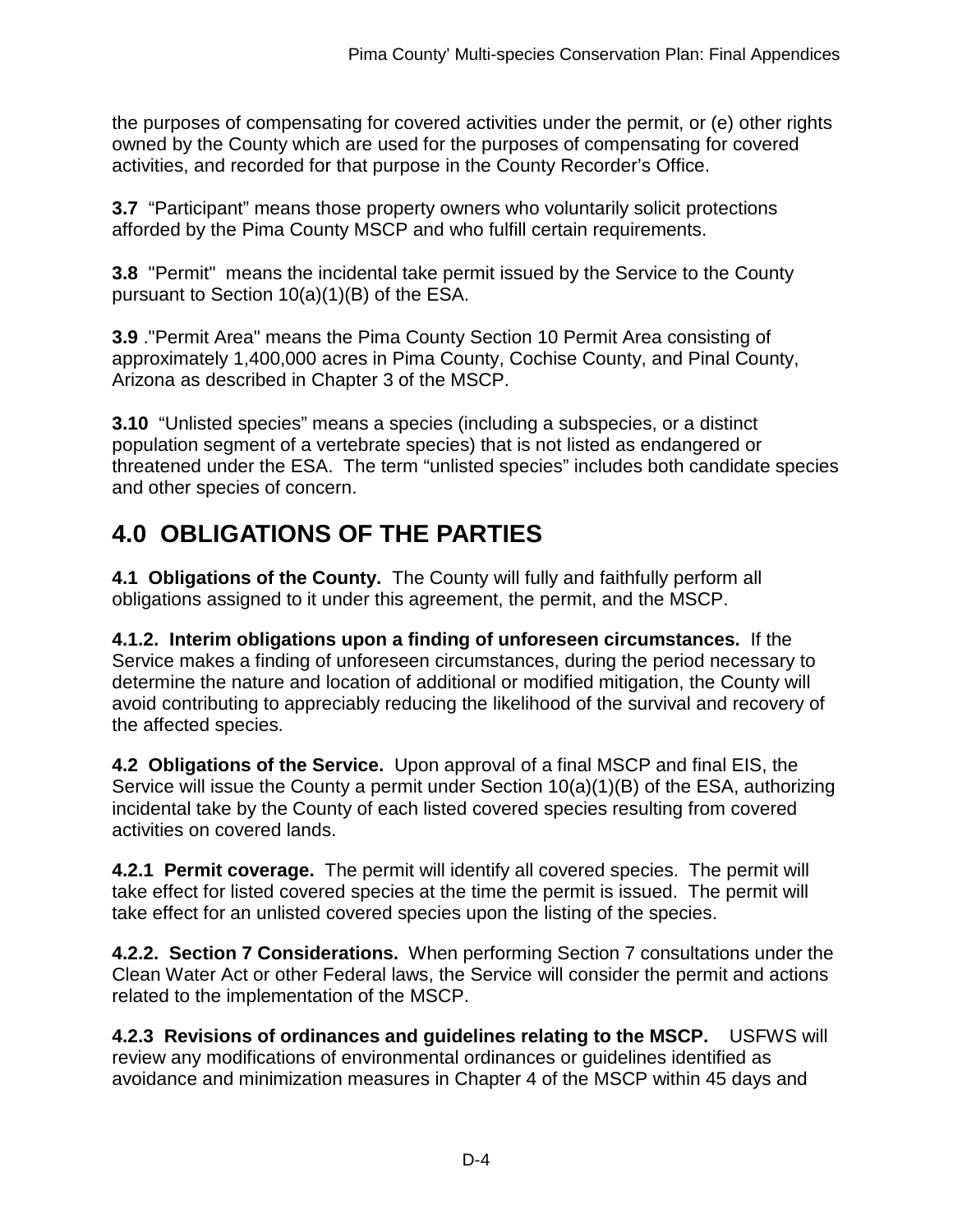the purposes of compensating for covered activities under the permit, or (e) other rights owned by the County which are used for the purposes of compensating for covered activities, and recorded for that purpose in the County Recorder's Office.

**3.7** "Participant" means those property owners who voluntarily solicit protections afforded by the Pima County MSCP and who fulfill certain requirements.

**3.8** "Permit" means the incidental take permit issued by the Service to the County pursuant to Section 10(a)(1)(B) of the ESA.

**3.9** ."Permit Area" means the Pima County Section 10 Permit Area consisting of approximately 1,400,000 acres in Pima County, Cochise County, and Pinal County, Arizona as described in Chapter 3 of the MSCP.

**3.10** "Unlisted species" means a species (including a subspecies, or a distinct population segment of a vertebrate species) that is not listed as endangered or threatened under the ESA. The term "unlisted species" includes both candidate species and other species of concern.

# 4.0 OBLIGATIONS OF THE PARTIES

**4.1 Obligations of the County.** The County will fully and faithfully perform all obligations assigned to it under this agreement, the permit, and the MSCP.

**4.1.2. Interim obligations upon a finding of unforeseen circumstances.** If the Service makes a finding of unforeseen circumstances, during the period necessary to determine the nature and location of additional or modified mitigation, the County will avoid contributing to appreciably reducing the likelihood of the survival and recovery of the affected species.

**4.2 Obligations of the Service.** Upon approval of a final MSCP and final EIS, the Service will issue the County a permit under Section 10(a)(1)(B) of the ESA, authorizing incidental take by the County of each listed covered species resulting from covered activities on covered lands.

**4.2.1 Permit coverage.** The permit will identify all covered species. The permit will take effect for listed covered species at the time the permit is issued. The permit will take effect for an unlisted covered species upon the listing of the species.

**4.2.2. Section 7 Considerations.** When performing Section 7 consultations under the Clean Water Act or other Federal laws, the Service will consider the permit and actions related to the implementation of the MSCP.

**4.2.3 Revisions of ordinances and guidelines relating to the MSCP.** USFWS will review any modifications of environmental ordinances or guidelines identified as avoidance and minimization measures in Chapter 4 of the MSCP within 45 days and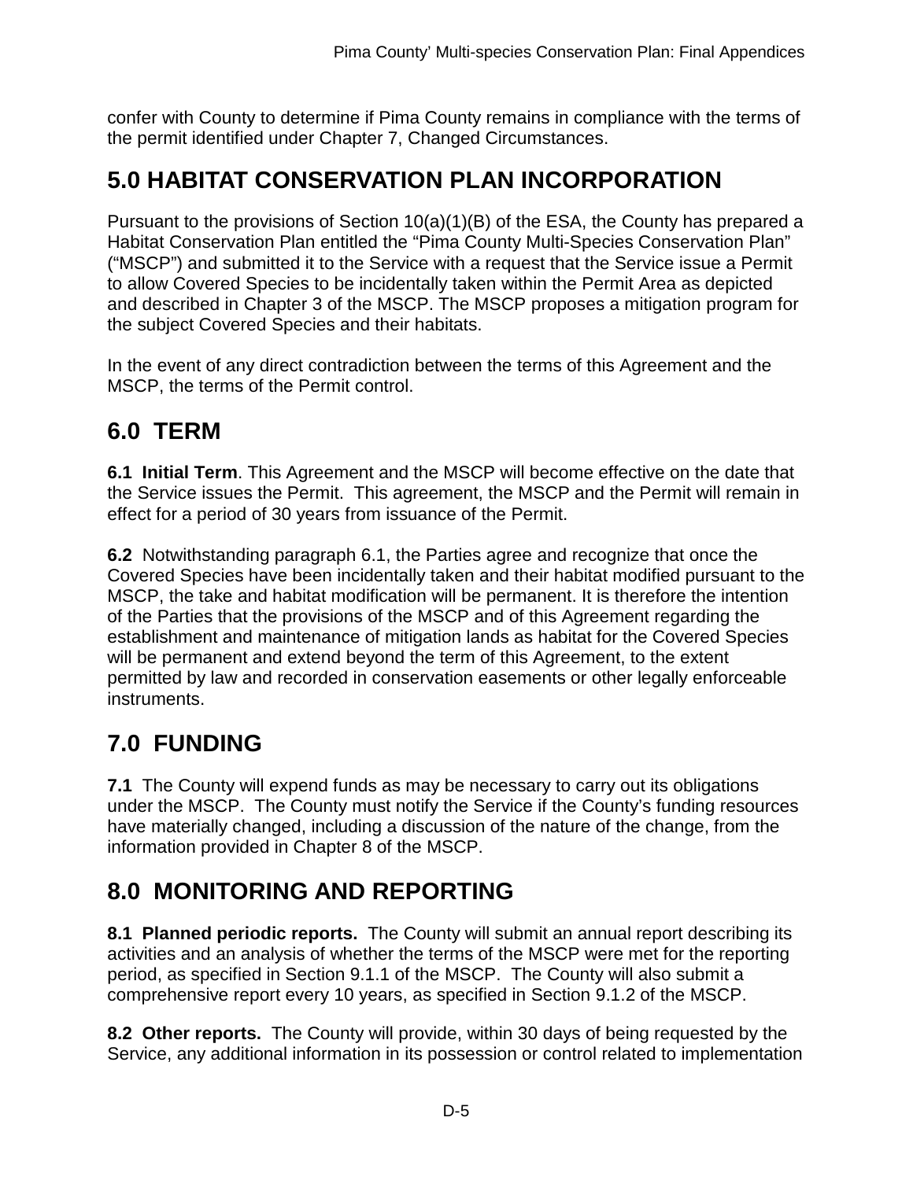confer with County to determine if Pima County remains in compliance with the terms of the permit identified under Chapter 7, Changed Circumstances.

# 5.0 HABITAT CONSERVATION PLAN INCORPORATION

Pursuant to the provisions of Section 10(a)(1)(B) of the ESA, the County has prepared a Habitat Conservation Plan entitled the "Pima County Multi-Species Conservation Plan" ("MSCP") and submitted it to the Service with a request that the Service issue a Permit to allow Covered Species to be incidentally taken within the Permit Area as depicted and described in Chapter 3 of the MSCP. The MSCP proposes a mitigation program for the subject Covered Species and their habitats.

In the event of any direct contradiction between the terms of this Agreement and the MSCP, the terms of the Permit control.

# 6.0 TERM

**6.1 Initial Term**. This Agreement and the MSCP will become effective on the date that the Service issues the Permit. This agreement, the MSCP and the Permit will remain in effect for a period of 30 years from issuance of the Permit.

**6.2** Notwithstanding paragraph 6.1, the Parties agree and recognize that once the Covered Species have been incidentally taken and their habitat modified pursuant to the MSCP, the take and habitat modification will be permanent. It is therefore the intention of the Parties that the provisions of the MSCP and of this Agreement regarding the establishment and maintenance of mitigation lands as habitat for the Covered Species will be permanent and extend beyond the term of this Agreement, to the extent permitted by law and recorded in conservation easements or other legally enforceable instruments.

# 7.0 FUNDING

**7.1** The County will expend funds as may be necessary to carry out its obligations under the MSCP. The County must notify the Service if the County's funding resources have materially changed, including a discussion of the nature of the change, from the information provided in Chapter 8 of the MSCP.

# 8.0 MONITORING AND REPORTING

**8.1 Planned periodic reports.** The County will submit an annual report describing its activities and an analysis of whether the terms of the MSCP were met for the reporting period, as specified in Section 9.1.1 of the MSCP. The County will also submit a comprehensive report every 10 years, as specified in Section 9.1.2 of the MSCP.

**8.2 Other reports.** The County will provide, within 30 days of being requested by the Service, any additional information in its possession or control related to implementation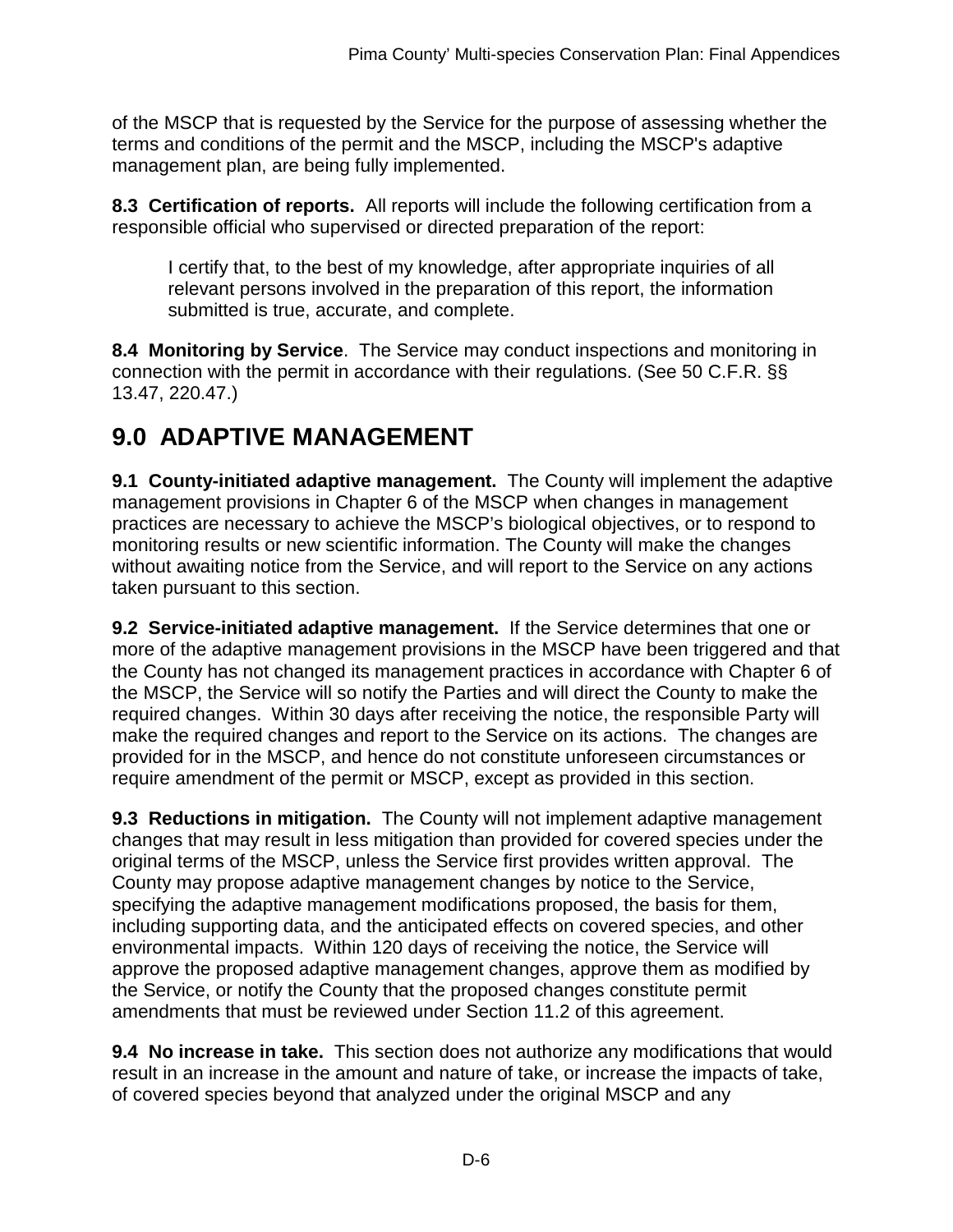of the MSCP that is requested by the Service for the purpose of assessing whether the terms and conditions of the permit and the MSCP, including the MSCP's adaptive management plan, are being fully implemented.

**8.3 Certification of reports.** All reports will include the following certification from a responsible official who supervised or directed preparation of the report:

> I certify that, to the best of my knowledge, after appropriate inquiries of all relevant persons involved in the preparation of this report, the information submitted is true, accurate, and complete.

**8.4 Monitoring by Service**. The Service may conduct inspections and monitoring in connection with the permit in accordance with their regulations. (See 50 C.F.R. §§ 13.47, 220.47.)

# 9.0 ADAPTIVE MANAGEMENT

**9.1 County-initiated adaptive management.** The County will implement the adaptive management provisions in Chapter 6 of the MSCP when changes in management practices are necessary to achieve the MSCP's biological objectives, or to respond to monitoring results or new scientific information. The County will make the changes without awaiting notice from the Service, and will report to the Service on any actions taken pursuant to this section.

**9.2 Service-initiated adaptive management.** If the Service determines that one or more of the adaptive management provisions in the MSCP have been triggered and that the County has not changed its management practices in accordance with Chapter 6 of the MSCP, the Service will so notify the Parties and will direct the County to make the required changes. Within 30 days after receiving the notice, the responsible Party will make the required changes and report to the Service on its actions. The changes are provided for in the MSCP, and hence do not constitute unforeseen circumstances or require amendment of the permit or MSCP, except as provided in this section.

**9.3 Reductions in mitigation.** The County will not implement adaptive management changes that may result in less mitigation than provided for covered species under the original terms of the MSCP, unless the Service first provides written approval. The County may propose adaptive management changes by notice to the Service, specifying the adaptive management modifications proposed, the basis for them, including supporting data, and the anticipated effects on covered species, and other environmental impacts. Within 120 days of receiving the notice, the Service will approve the proposed adaptive management changes, approve them as modified by the Service, or notify the County that the proposed changes constitute permit amendments that must be reviewed under Section 11.2 of this agreement.

**9.4 No increase in take.** This section does not authorize any modifications that would result in an increase in the amount and nature of take, or increase the impacts of take, of covered species beyond that analyzed under the original MSCP and any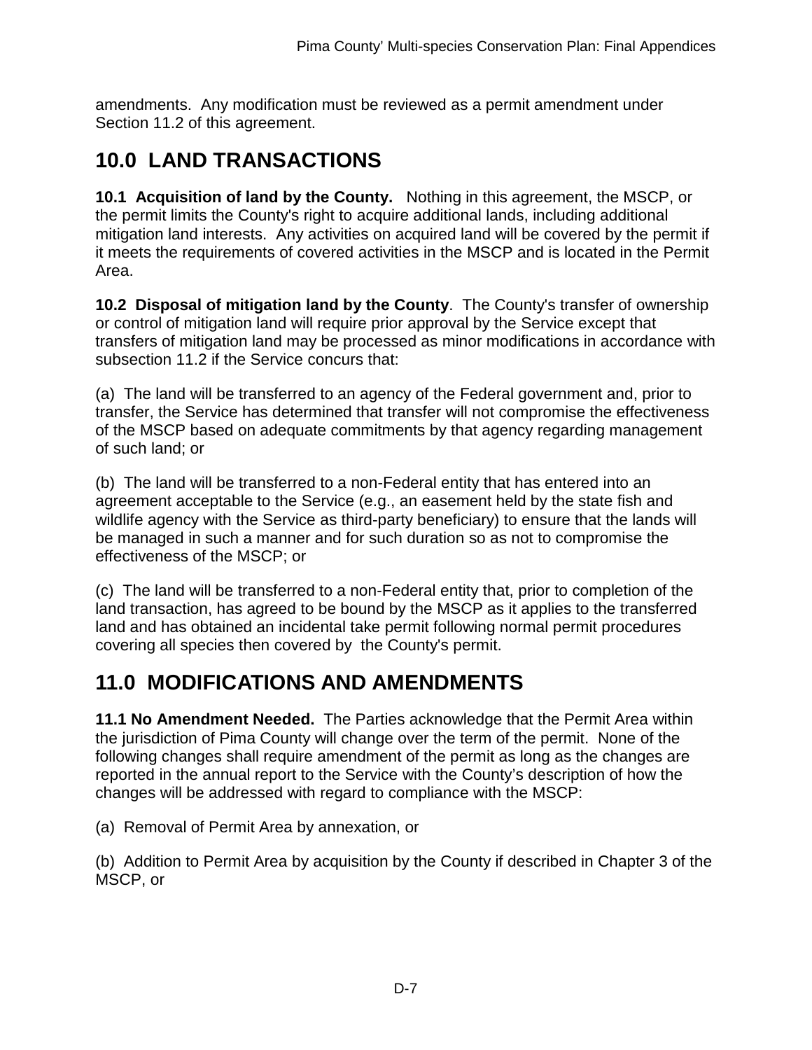amendments. Any modification must be reviewed as a permit amendment under Section 11.2 of this agreement.

# 10.0 LAND TRANSACTIONS

**10.1 Acquisition of land by the County.** Nothing in this agreement, the MSCP, or the permit limits the County's right to acquire additional lands, including additional mitigation land interests. Any activities on acquired land will be covered by the permit if it meets the requirements of covered activities in the MSCP and is located in the Permit Area.

**10.2 Disposal of mitigation land by the County**. The County's transfer of ownership or control of mitigation land will require prior approval by the Service except that transfers of mitigation land may be processed as minor modifications in accordance with subsection 11.2 if the Service concurs that:

(a) The land will be transferred to an agency of the Federal government and, prior to transfer, the Service has determined that transfer will not compromise the effectiveness of the MSCP based on adequate commitments by that agency regarding management of such land; or

(b) The land will be transferred to a non-Federal entity that has entered into an agreement acceptable to the Service (e.g., an easement held by the state fish and wildlife agency with the Service as third-party beneficiary) to ensure that the lands will be managed in such a manner and for such duration so as not to compromise the effectiveness of the MSCP; or

(c) The land will be transferred to a non-Federal entity that, prior to completion of the land transaction, has agreed to be bound by the MSCP as it applies to the transferred land and has obtained an incidental take permit following normal permit procedures covering all species then covered by the County's permit.

# 11.0 MODIFICATIONS AND AMENDMENTS

**11.1 No Amendment Needed.** The Parties acknowledge that the Permit Area within the jurisdiction of Pima County will change over the term of the permit. None of the following changes shall require amendment of the permit as long as the changes are reported in the annual report to the Service with the County's description of how the changes will be addressed with regard to compliance with the MSCP:

(a) Removal of Permit Area by annexation, or

(b) Addition to Permit Area by acquisition by the County if described in Chapter 3 of the MSCP, or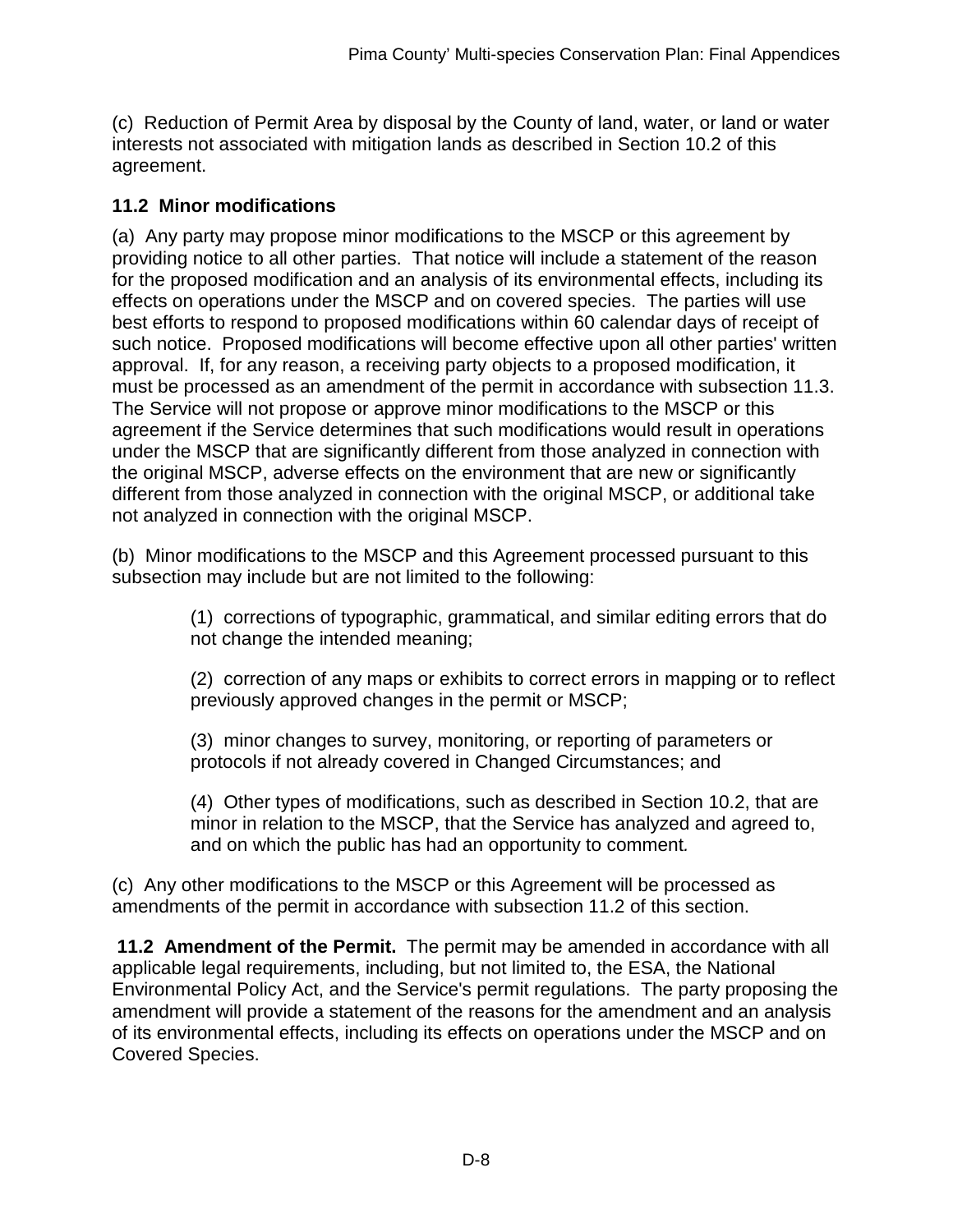(c) Reduction of Permit Area by disposal by the County of land, water, or land or water interests not associated with mitigation lands as described in Section 10.2 of this agreement.

### 11.2 Minor modifications

(a) Any party may propose minor modifications to the MSCP or this agreement by providing notice to all other parties. That notice will include a statement of the reason for the proposed modification and an analysis of its environmental effects, including its effects on operations under the MSCP and on covered species. The parties will use best efforts to respond to proposed modifications within 60 calendar days of receipt of such notice. Proposed modifications will become effective upon all other parties' written approval. If, for any reason, a receiving party objects to a proposed modification, it must be processed as an amendment of the permit in accordance with subsection 11.3. The Service will not propose or approve minor modifications to the MSCP or this agreement if the Service determines that such modifications would result in operations under the MSCP that are significantly different from those analyzed in connection with the original MSCP, adverse effects on the environment that are new or significantly different from those analyzed in connection with the original MSCP, or additional take not analyzed in connection with the original MSCP.

(b) Minor modifications to the MSCP and this Agreement processed pursuant to this subsection may include but are not limited to the following:

> (1) corrections of typographic, grammatical, and similar editing errors that do not change the intended meaning;
>
> (2) correction of any maps or exhibits to correct errors in mapping or to reflect previously approved changes in the permit or MSCP;
>
> (3) minor changes to survey, monitoring, or reporting of parameters or protocols if not already covered in Changed Circumstances; and
>
> (4) Other types of modifications, such as described in Section 10.2, that are minor in relation to the MSCP, that the Service has analyzed and agreed to, and on which the public has had an opportunity to comment.

(c) Any other modifications to the MSCP or this Agreement will be processed as amendments of the permit in accordance with subsection 11.2 of this section.

**11.2 Amendment of the Permit.** The permit may be amended in accordance with all applicable legal requirements, including, but not limited to, the ESA, the National Environmental Policy Act, and the Service's permit regulations. The party proposing the amendment will provide a statement of the reasons for the amendment and an analysis of its environmental effects, including its effects on operations under the MSCP and on Covered Species.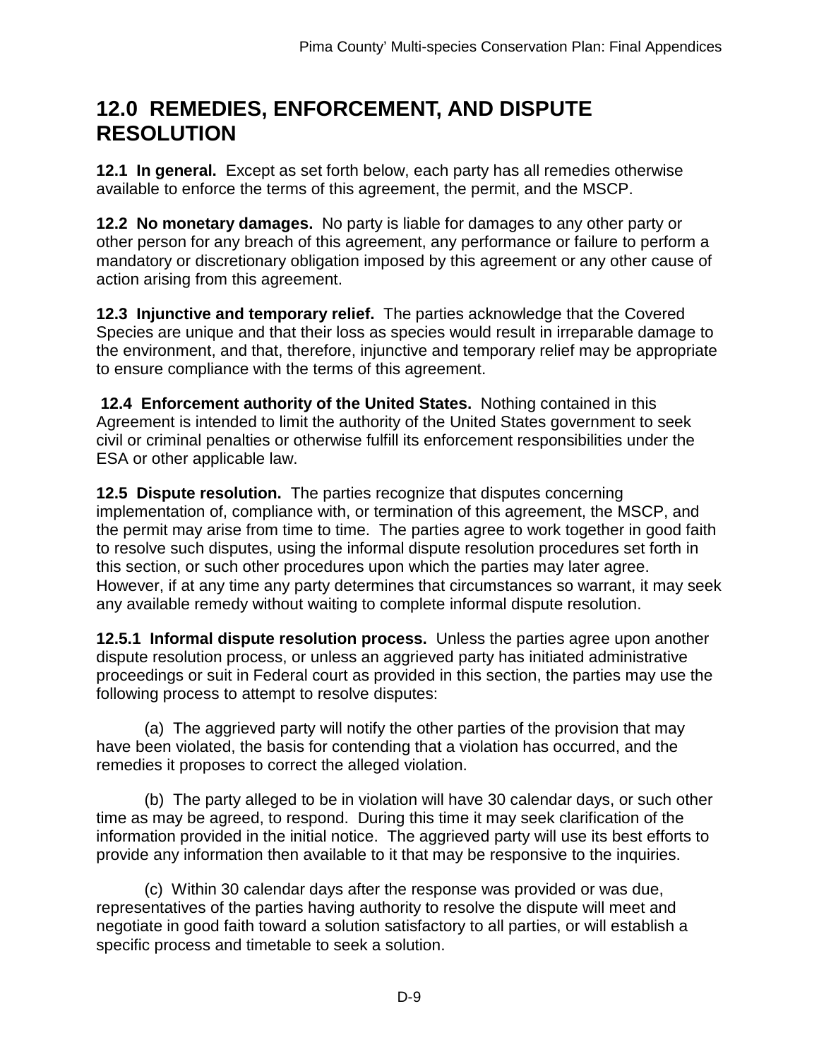## 12.0 REMEDIES, ENFORCEMENT, AND DISPUTE RESOLUTION

**12.1 In general.** Except as set forth below, each party has all remedies otherwise available to enforce the terms of this agreement, the permit, and the MSCP.

**12.2 No monetary damages.** No party is liable for damages to any other party or other person for any breach of this agreement, any performance or failure to perform a mandatory or discretionary obligation imposed by this agreement or any other cause of action arising from this agreement.

**12.3 Injunctive and temporary relief.** The parties acknowledge that the Covered Species are unique and that their loss as species would result in irreparable damage to the environment, and that, therefore, injunctive and temporary relief may be appropriate to ensure compliance with the terms of this agreement.

**12.4 Enforcement authority of the United States.** Nothing contained in this Agreement is intended to limit the authority of the United States government to seek civil or criminal penalties or otherwise fulfill its enforcement responsibilities under the ESA or other applicable law.

**12.5 Dispute resolution.** The parties recognize that disputes concerning implementation of, compliance with, or termination of this agreement, the MSCP, and the permit may arise from time to time. The parties agree to work together in good faith to resolve such disputes, using the informal dispute resolution procedures set forth in this section, or such other procedures upon which the parties may later agree. However, if at any time any party determines that circumstances so warrant, it may seek any available remedy without waiting to complete informal dispute resolution.

**12.5.1 Informal dispute resolution process.** Unless the parties agree upon another dispute resolution process, or unless an aggrieved party has initiated administrative proceedings or suit in Federal court as provided in this section, the parties may use the following process to attempt to resolve disputes:

(a) The aggrieved party will notify the other parties of the provision that may have been violated, the basis for contending that a violation has occurred, and the remedies it proposes to correct the alleged violation.

(b) The party alleged to be in violation will have 30 calendar days, or such other time as may be agreed, to respond. During this time it may seek clarification of the information provided in the initial notice. The aggrieved party will use its best efforts to provide any information then available to it that may be responsive to the inquiries.

(c) Within 30 calendar days after the response was provided or was due, representatives of the parties having authority to resolve the dispute will meet and negotiate in good faith toward a solution satisfactory to all parties, or will establish a specific process and timetable to seek a solution.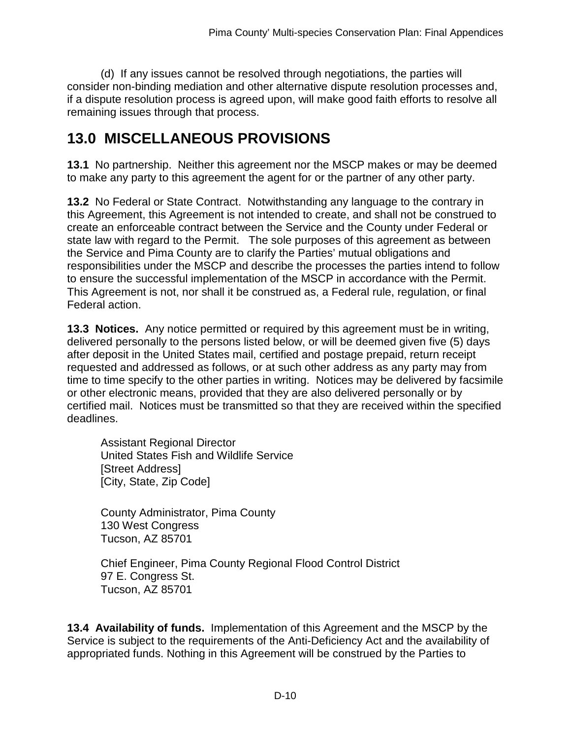(d) If any issues cannot be resolved through negotiations, the parties will consider non-binding mediation and other alternative dispute resolution processes and, if a dispute resolution process is agreed upon, will make good faith efforts to resolve all remaining issues through that process.

# 13.0 MISCELLANEOUS PROVISIONS

**13.1** No partnership. Neither this agreement nor the MSCP makes or may be deemed to make any party to this agreement the agent for or the partner of any other party.

**13.2** No Federal or State Contract. Notwithstanding any language to the contrary in this Agreement, this Agreement is not intended to create, and shall not be construed to create an enforceable contract between the Service and the County under Federal or state law with regard to the Permit. The sole purposes of this agreement as between the Service and Pima County are to clarify the Parties' mutual obligations and responsibilities under the MSCP and describe the processes the parties intend to follow to ensure the successful implementation of the MSCP in accordance with the Permit. This Agreement is not, nor shall it be construed as, a Federal rule, regulation, or final Federal action.

**13.3 Notices.** Any notice permitted or required by this agreement must be in writing, delivered personally to the persons listed below, or will be deemed given five (5) days after deposit in the United States mail, certified and postage prepaid, return receipt requested and addressed as follows, or at such other address as any party may from time to time specify to the other parties in writing. Notices may be delivered by facsimile or other electronic means, provided that they are also delivered personally or by certified mail. Notices must be transmitted so that they are received within the specified deadlines.

Assistant Regional Director
United States Fish and Wildlife Service
[Street Address]
[City, State, Zip Code]

County Administrator, Pima County
130 West Congress
Tucson, AZ 85701

Chief Engineer, Pima County Regional Flood Control District
97 E. Congress St.
Tucson, AZ 85701

**13.4 Availability of funds.** Implementation of this Agreement and the MSCP by the Service is subject to the requirements of the Anti-Deficiency Act and the availability of appropriated funds. Nothing in this Agreement will be construed by the Parties to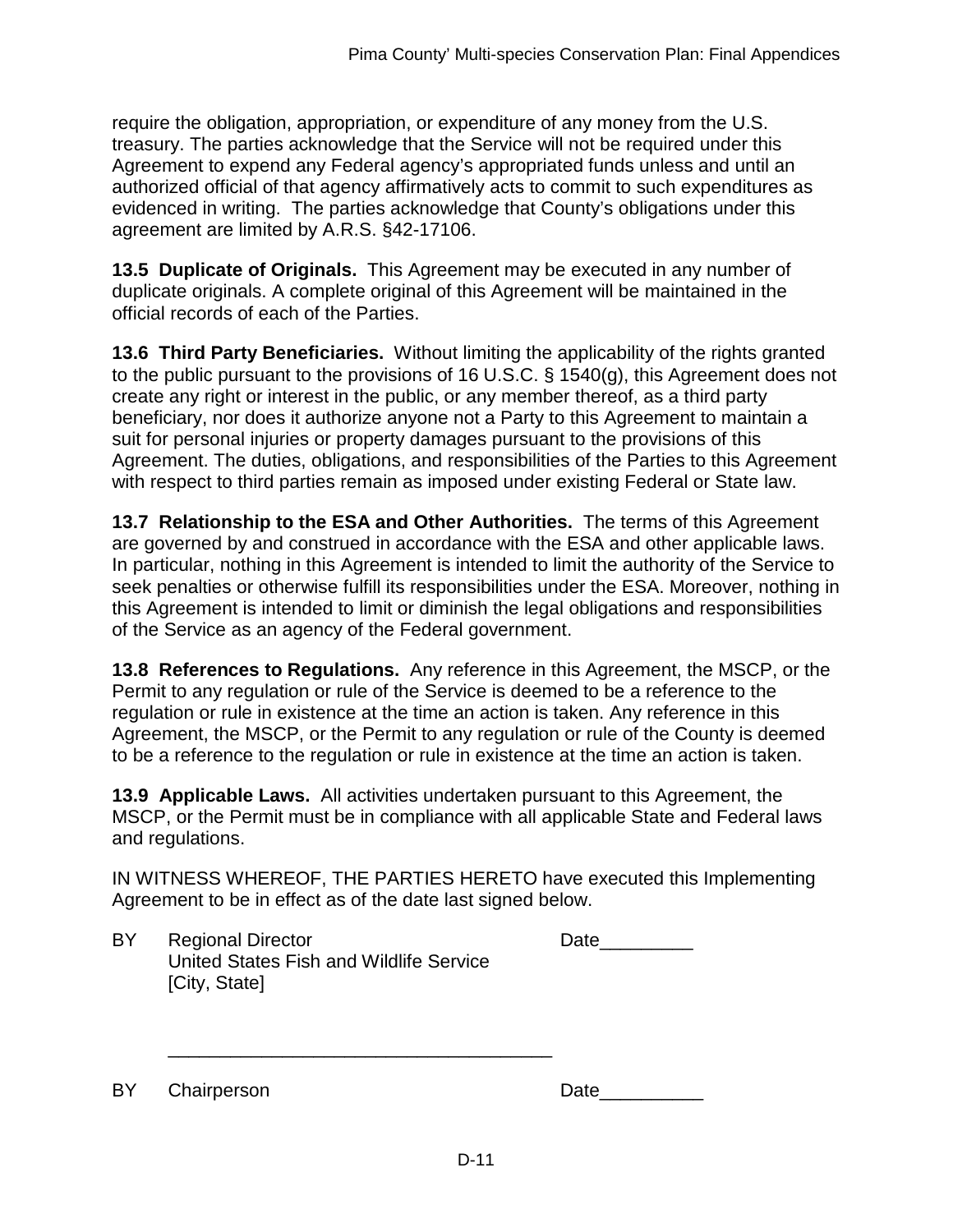require the obligation, appropriation, or expenditure of any money from the U.S. treasury. The parties acknowledge that the Service will not be required under this Agreement to expend any Federal agency's appropriated funds unless and until an authorized official of that agency affirmatively acts to commit to such expenditures as evidenced in writing. The parties acknowledge that County's obligations under this agreement are limited by A.R.S. §42-17106.

**13.5 Duplicate of Originals.** This Agreement may be executed in any number of duplicate originals. A complete original of this Agreement will be maintained in the official records of each of the Parties.

**13.6 Third Party Beneficiaries.** Without limiting the applicability of the rights granted to the public pursuant to the provisions of 16 U.S.C. § 1540(g), this Agreement does not create any right or interest in the public, or any member thereof, as a third party beneficiary, nor does it authorize anyone not a Party to this Agreement to maintain a suit for personal injuries or property damages pursuant to the provisions of this Agreement. The duties, obligations, and responsibilities of the Parties to this Agreement with respect to third parties remain as imposed under existing Federal or State law.

**13.7 Relationship to the ESA and Other Authorities.** The terms of this Agreement are governed by and construed in accordance with the ESA and other applicable laws. In particular, nothing in this Agreement is intended to limit the authority of the Service to seek penalties or otherwise fulfill its responsibilities under the ESA. Moreover, nothing in this Agreement is intended to limit or diminish the legal obligations and responsibilities of the Service as an agency of the Federal government.

**13.8 References to Regulations.** Any reference in this Agreement, the MSCP, or the Permit to any regulation or rule of the Service is deemed to be a reference to the regulation or rule in existence at the time an action is taken. Any reference in this Agreement, the MSCP, or the Permit to any regulation or rule of the County is deemed to be a reference to the regulation or rule in existence at the time an action is taken.

**13.9 Applicable Laws.** All activities undertaken pursuant to this Agreement, the MSCP, or the Permit must be in compliance with all applicable State and Federal laws and regulations.

IN WITNESS WHEREOF, THE PARTIES HERETO have executed this Implementing Agreement to be in effect as of the date last signed below.

BY Regional Director Date_________
United States Fish and Wildlife Service
[City, State]

_____________________________________

BY Chairperson Date__________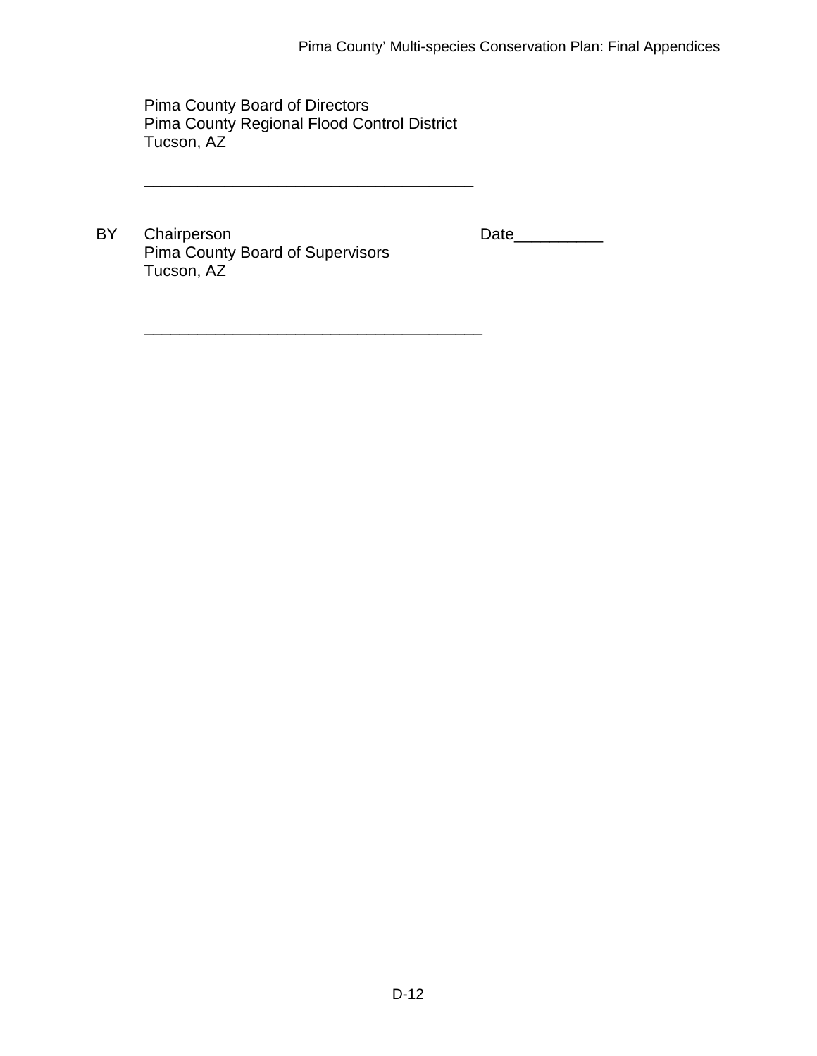Pima County Board of Directors
Pima County Regional Flood Control District
Tucson, AZ

_____________________________________

BY Chairperson Date__________
Pima County Board of Supervisors
Tucson, AZ

______________________________________